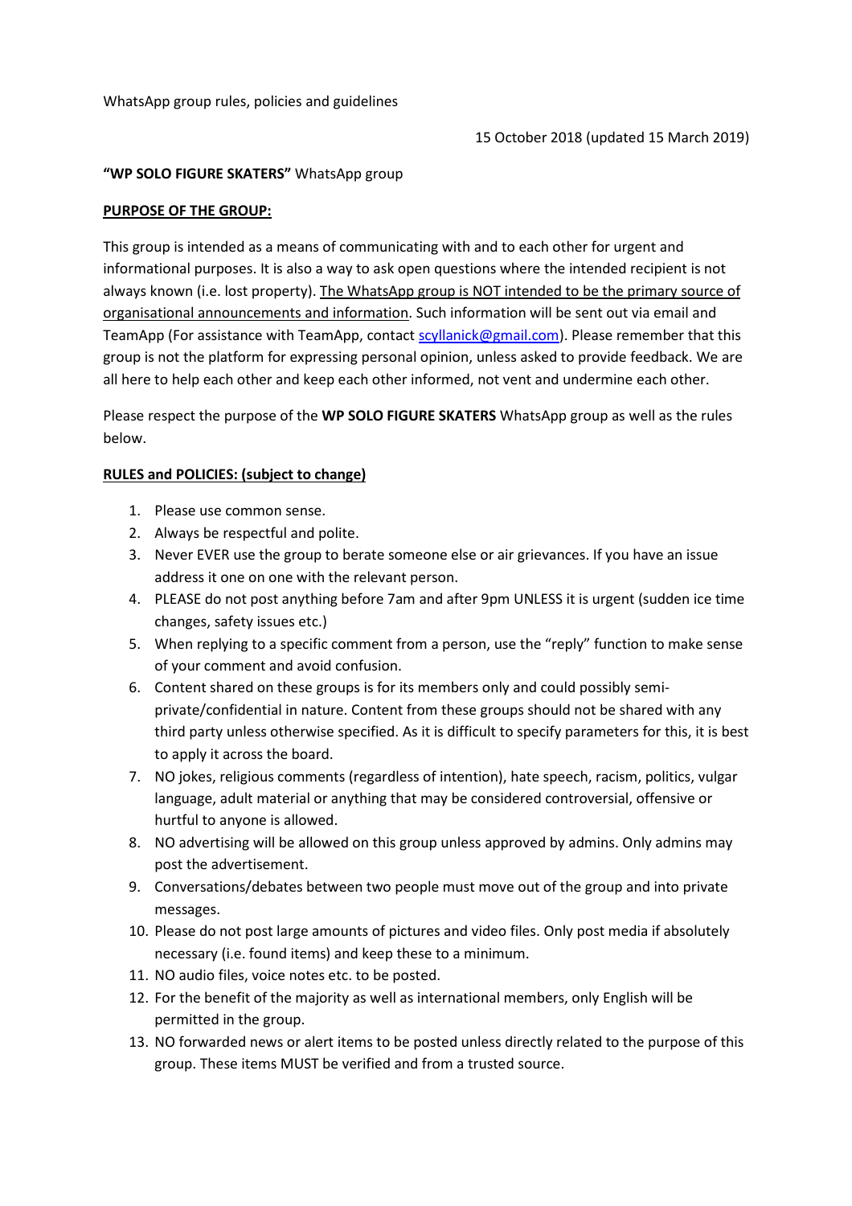WhatsApp group rules, policies and guidelines

15 October 2018 (updated 15 March 2019)

**"WP SOLO FIGURE SKATERS"** WhatsApp group

**PURPOSE OF THE GROUP:**

This group is intended as a means of communicating with and to each other for urgent and informational purposes. It is also a way to ask open questions where the intended recipient is not always known (i.e. lost property). The WhatsApp group is NOT intended to be the primary source of organisational announcements and information. Such information will be sent out via email and TeamApp (For assistance with TeamApp, contact scyllanick@gmail.com). Please remember that this group is not the platform for expressing personal opinion, unless asked to provide feedback. We are all here to help each other and keep each other informed, not vent and undermine each other.

Please respect the purpose of the **WP SOLO FIGURE SKATERS** WhatsApp group as well as the rules below.

**RULES and POLICIES: (subject to change)**

1. Please use common sense.
2. Always be respectful and polite.
3. Never EVER use the group to berate someone else or air grievances. If you have an issue address it one on one with the relevant person.
4. PLEASE do not post anything before 7am and after 9pm UNLESS it is urgent (sudden ice time changes, safety issues etc.)
5. When replying to a specific comment from a person, use the "reply" function to make sense of your comment and avoid confusion.
6. Content shared on these groups is for its members only and could possibly semi-private/confidential in nature. Content from these groups should not be shared with any third party unless otherwise specified. As it is difficult to specify parameters for this, it is best to apply it across the board.
7. NO jokes, religious comments (regardless of intention), hate speech, racism, politics, vulgar language, adult material or anything that may be considered controversial, offensive or hurtful to anyone is allowed.
8. NO advertising will be allowed on this group unless approved by admins. Only admins may post the advertisement.
9. Conversations/debates between two people must move out of the group and into private messages.
10. Please do not post large amounts of pictures and video files. Only post media if absolutely necessary (i.e. found items) and keep these to a minimum.
11. NO audio files, voice notes etc. to be posted.
12. For the benefit of the majority as well as international members, only English will be permitted in the group.
13. NO forwarded news or alert items to be posted unless directly related to the purpose of this group. These items MUST be verified and from a trusted source.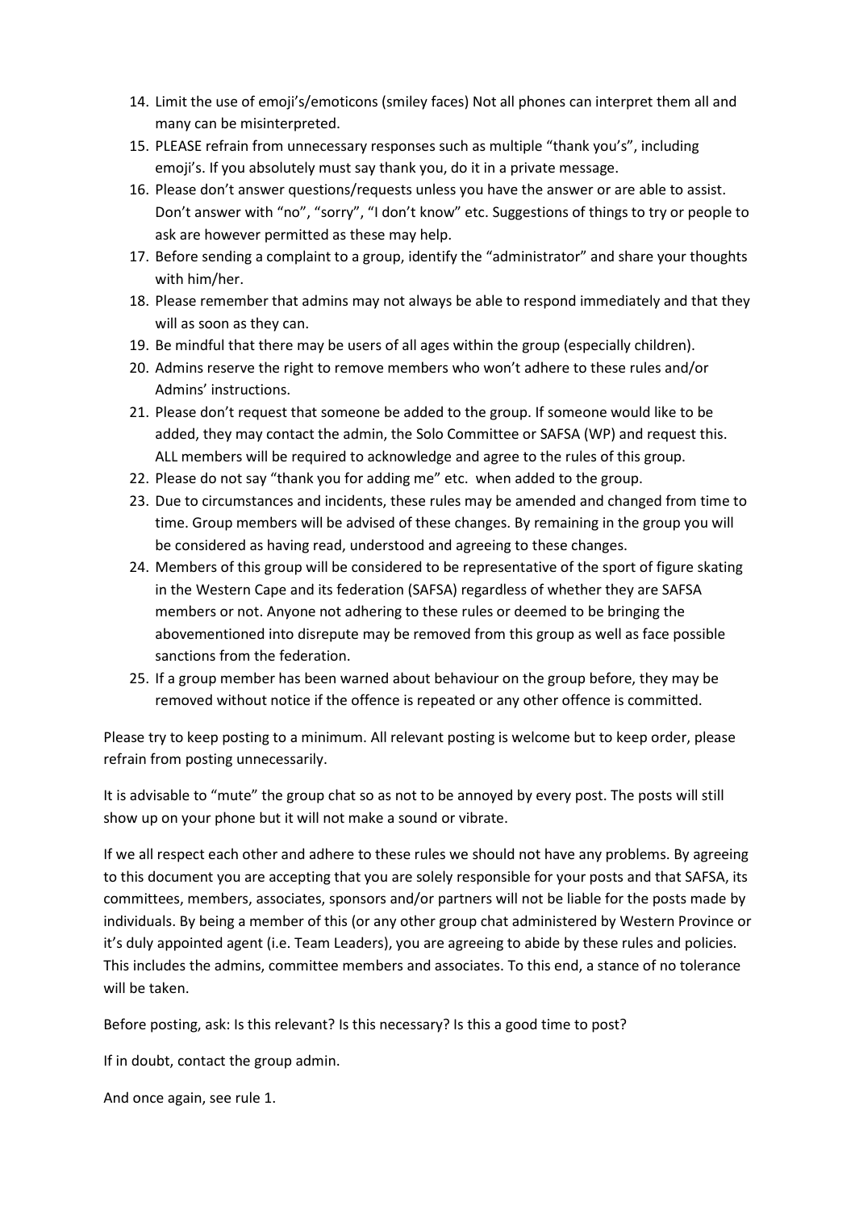14. Limit the use of emoji's/emoticons (smiley faces) Not all phones can interpret them all and many can be misinterpreted.
15. PLEASE refrain from unnecessary responses such as multiple "thank you's", including emoji's. If you absolutely must say thank you, do it in a private message.
16. Please don't answer questions/requests unless you have the answer or are able to assist. Don't answer with "no", "sorry", "I don't know" etc. Suggestions of things to try or people to ask are however permitted as these may help.
17. Before sending a complaint to a group, identify the "administrator" and share your thoughts with him/her.
18. Please remember that admins may not always be able to respond immediately and that they will as soon as they can.
19. Be mindful that there may be users of all ages within the group (especially children).
20. Admins reserve the right to remove members who won't adhere to these rules and/or Admins' instructions.
21. Please don't request that someone be added to the group. If someone would like to be added, they may contact the admin, the Solo Committee or SAFSA (WP) and request this. ALL members will be required to acknowledge and agree to the rules of this group.
22. Please do not say "thank you for adding me" etc. when added to the group.
23. Due to circumstances and incidents, these rules may be amended and changed from time to time. Group members will be advised of these changes. By remaining in the group you will be considered as having read, understood and agreeing to these changes.
24. Members of this group will be considered to be representative of the sport of figure skating in the Western Cape and its federation (SAFSA) regardless of whether they are SAFSA members or not. Anyone not adhering to these rules or deemed to be bringing the abovementioned into disrepute may be removed from this group as well as face possible sanctions from the federation.
25. If a group member has been warned about behaviour on the group before, they may be removed without notice if the offence is repeated or any other offence is committed.

Please try to keep posting to a minimum. All relevant posting is welcome but to keep order, please refrain from posting unnecessarily.

It is advisable to "mute" the group chat so as not to be annoyed by every post. The posts will still show up on your phone but it will not make a sound or vibrate.

If we all respect each other and adhere to these rules we should not have any problems. By agreeing to this document you are accepting that you are solely responsible for your posts and that SAFSA, its committees, members, associates, sponsors and/or partners will not be liable for the posts made by individuals. By being a member of this (or any other group chat administered by Western Province or it's duly appointed agent (i.e. Team Leaders), you are agreeing to abide by these rules and policies. This includes the admins, committee members and associates. To this end, a stance of no tolerance will be taken.

Before posting, ask: Is this relevant? Is this necessary? Is this a good time to post?

If in doubt, contact the group admin.

And once again, see rule 1.